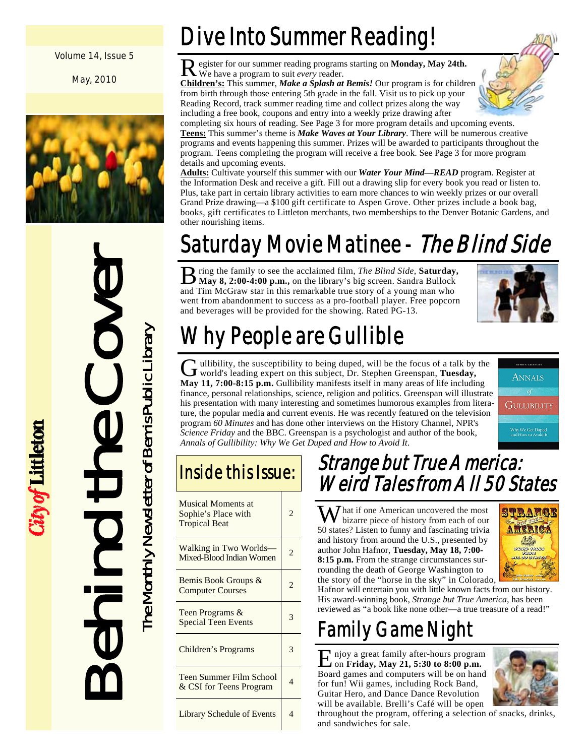Volume 14, Issue 5

May, 2010

City of Littleton

# Behind the Cover

The Monthly Newsletter of Bemis Public Library

## Dive Into Summer Reading!

Register for our summer reading programs starting on **Monday, May 24th.** We have a program to suit *every* reader.

**Children's:** This summer, ***Make a Splash at Bemis!*** Our program is for children from birth through those entering 5th grade in the fall. Visit us to pick up your Reading Record, track summer reading time and collect prizes along the way including a free book, coupons and entry into a weekly prize drawing after completing six hours of reading. See Page 3 for more program details and upcoming events.

**Teens:** This summer's theme is ***Make Waves at Your Library***. There will be numerous creative programs and events happening this summer. Prizes will be awarded to participants throughout the program. Teens completing the program will receive a free book. See Page 3 for more program details and upcoming events.

**Adults:** Cultivate yourself this summer with our ***Water Your Mind—READ*** program. Register at the Information Desk and receive a gift. Fill out a drawing slip for every book you read or listen to. Plus, take part in certain library activities to earn more chances to win weekly prizes or our overall Grand Prize drawing—a $100 gift certificate to Aspen Grove. Other prizes include a book bag, books, gift certificates to Littleton merchants, two memberships to the Denver Botanic Gardens, and other nourishing items.

## Saturday Movie Matinee - *The Blind Side*

Bring the family to see the acclaimed film, *The Blind Side*, **Saturday, May 8, 2:00-4:00 p.m.,** on the library's big screen. Sandra Bullock and Tim McGraw star in this remarkable true story of a young man who went from abandonment to success as a pro-football player. Free popcorn and beverages will be provided for the showing. Rated PG-13.

## Why People are Gullible

Gullibility, the susceptibility to being duped, will be the focus of a talk by the world's leading expert on this subject, Dr. Stephen Greenspan, **Tuesday, May 11, 7:00-8:15 p.m.** Gullibility manifests itself in many areas of life including finance, personal relationships, science, religion and politics. Greenspan will illustrate his presentation with many interesting and sometimes humorous examples from literature, the popular media and current events. He was recently featured on the television program *60 Minutes* and has done other interviews on the History Channel, NPR's *Science Friday* and the BBC. Greenspan is a psychologist and author of the book, *Annals of Gullibility: Why We Get Duped and How to Avoid It*.

## Inside this Issue:

| | |
|---|---|
| Musical Moments at Sophie's Place with Tropical Beat | 2 |
| Walking in Two Worlds—Mixed-Blood Indian Women | 2 |
| Bemis Book Groups & Computer Courses | 2 |
| Teen Programs & Special Teen Events | 3 |
| Children's Programs | 3 |
| Teen Summer Film School & CSI for Teens Program | 4 |
| Library Schedule of Events | 4 |

## *Strange but True America: Weird Tales from All 50 States*

What if one American uncovered the most bizarre piece of history from each of our 50 states? Listen to funny and fascinating trivia and history from around the U.S., presented by author John Hafnor, **Tuesday, May 18, 7:00-8:15 p.m.** From the strange circumstances surrounding the death of George Washington to the story of the "horse in the sky" in Colorado, Hafnor will entertain you with little known facts from our history. His award-winning book, *Strange but True America*, has been reviewed as "a book like none other—a true treasure of a read!"

## Family Game Night

Enjoy a great family after-hours program on **Friday, May 21, 5:30 to 8:00 p.m.** Board games and computers will be on hand for fun! Wii games, including Rock Band, Guitar Hero, and Dance Dance Revolution will be available. Brelli's Café will be open throughout the program, offering a selection of snacks, drinks, and sandwiches for sale.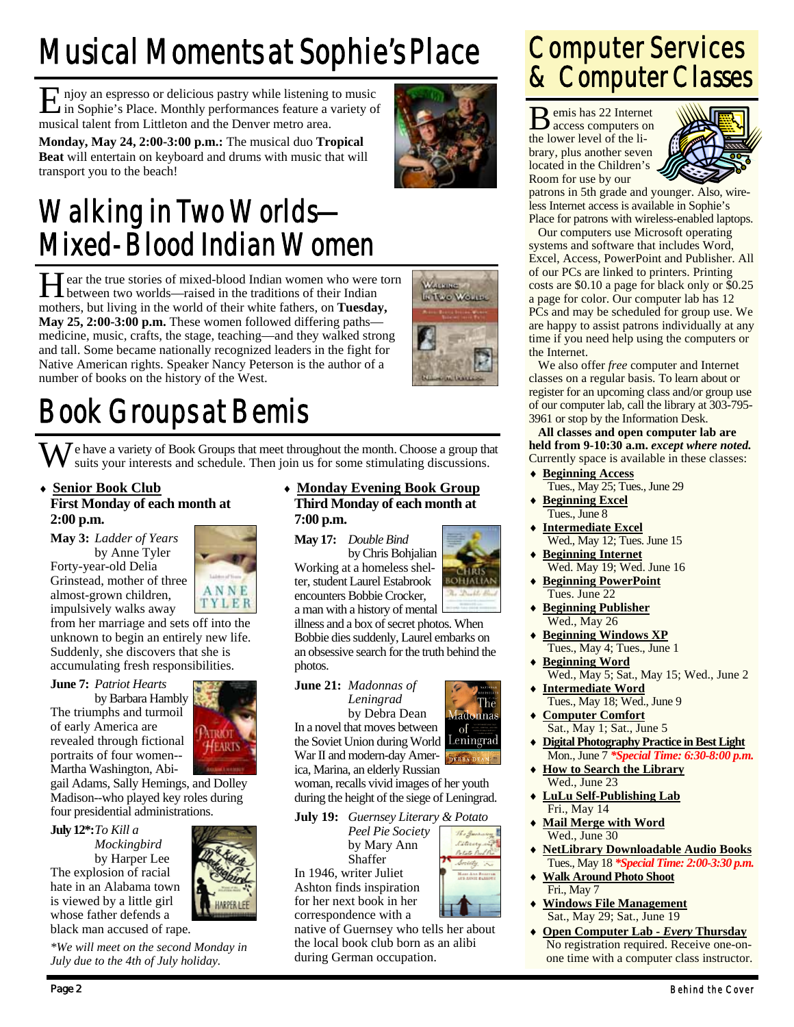# Musical Moments at Sophie's Place

Enjoy an espresso or delicious pastry while listening to music in Sophie's Place. Monthly performances feature a variety of musical talent from Littleton and the Denver metro area.

**Monday, May 24, 2:00-3:00 p.m.:** The musical duo **Tropical Beat** will entertain on keyboard and drums with music that will transport you to the beach!

# Walking in Two Worlds—Mixed-Blood Indian Women

Hear the true stories of mixed-blood Indian women who were torn between two worlds—raised in the traditions of their Indian mothers, but living in the world of their white fathers, on **Tuesday, May 25, 2:00-3:00 p.m.** These women followed differing paths—medicine, music, crafts, the stage, teaching—and they walked strong and tall. Some became nationally recognized leaders in the fight for Native American rights. Speaker Nancy Peterson is the author of a number of books on the history of the West.

# Book Groups at Bemis

We have a variety of Book Groups that meet throughout the month. Choose a group that suits your interests and schedule. Then join us for some stimulating discussions.

- **Senior Book Club**
  **First Monday of each month at 2:00 p.m.**

**May 3:** *Ladder of Years* by Anne Tyler
Forty-year-old Delia Grinstead, mother of three almost-grown children, impulsively walks away from her marriage and sets off into the unknown to begin an entirely new life. Suddenly, she discovers that she is accumulating fresh responsibilities.

**June 7:** *Patriot Hearts* by Barbara Hambly
The triumphs and turmoil of early America are revealed through fictional portraits of four women--Martha Washington, Abigail Adams, Sally Hemings, and Dolley Madison--who played key roles during four presidential administrations.

**July 12*:** *To Kill a Mockingbird* by Harper Lee
The explosion of racial hate in an Alabama town is viewed by a little girl whose father defends a black man accused of rape.

*\*We will meet on the second Monday in July due to the 4th of July holiday.*

- **Monday Evening Book Group**
  **Third Monday of each month at 7:00 p.m.**

**May 17:** *Double Bind* by Chris Bohjalian
Working at a homeless shelter, student Laurel Estabrook encounters Bobbie Crocker, a man with a history of mental illness and a box of secret photos. When Bobbie dies suddenly, Laurel embarks on an obsessive search for the truth behind the photos.

**June 21:** *Madonnas of Leningrad* by Debra Dean
In a novel that moves between the Soviet Union during World War II and modern-day America, Marina, an elderly Russian woman, recalls vivid images of her youth during the height of the siege of Leningrad.

**July 19:** *Guernsey Literary & Potato Peel Pie Society* by Mary Ann Shaffer
In 1946, writer Juliet Ashton finds inspiration for her next book in her correspondence with a native of Guernsey who tells her about the local book club born as an alibi during German occupation.

# Computer Services & Computer Classes

Bemis has 22 Internet access computers on the lower level of the library, plus another seven located in the Children's Room for use by our patrons in 5th grade and younger. Also, wireless Internet access is available in Sophie's Place for patrons with wireless-enabled laptops.

Our computers use Microsoft operating systems and software that includes Word, Excel, Access, PowerPoint and Publisher. All of our PCs are linked to printers. Printing costs are $0.10 a page for black only or $0.25 a page for color. Our computer lab has 12 PCs and may be scheduled for group use. We are happy to assist patrons individually at any time if you need help using the computers or the Internet.

We also offer *free* computer and Internet classes on a regular basis. To learn about or register for an upcoming class and/or group use of our computer lab, call the library at 303-795-3961 or stop by the Information Desk.

**All classes and open computer lab are held from 9-10:30 a.m.** ***except where noted.*** Currently space is available in these classes:

- **Beginning Access**
  Tues., May 25; Tues., June 29
- **Beginning Excel**
  Tues., June 8
- **Intermediate Excel**
  Wed., May 12; Tues. June 15
- **Beginning Internet**
  Wed. May 19; Wed. June 16
- **Beginning PowerPoint**
  Tues. June 22
- **Beginning Publisher**
  Wed., May 26
- **Beginning Windows XP**
  Tues., May 4; Tues., June 1
- **Beginning Word**
  Wed., May 5; Sat., May 15; Wed., June 2
- **Intermediate Word**
  Tues., May 18; Wed., June 9
- **Computer Comfort**
  Sat., May 1; Sat., June 5
- **Digital Photography Practice in Best Light**
  Mon., June 7 ***Special Time: 6:30-8:00 p.m.***
- **How to Search the Library**
  Wed., June 23
- **LuLu Self-Publishing Lab**
  Fri., May 14
- **Mail Merge with Word**
  Wed., June 30
- **NetLibrary Downloadable Audio Books**
  Tues., May 18 ***Special Time: 2:00-3:30 p.m.***
- **Walk Around Photo Shoot**
  Fri., May 7
- **Windows File Management**
  Sat., May 29; Sat., June 19
- **Open Computer Lab - *Every* Thursday**
  No registration required. Receive one-on-one time with a computer class instructor.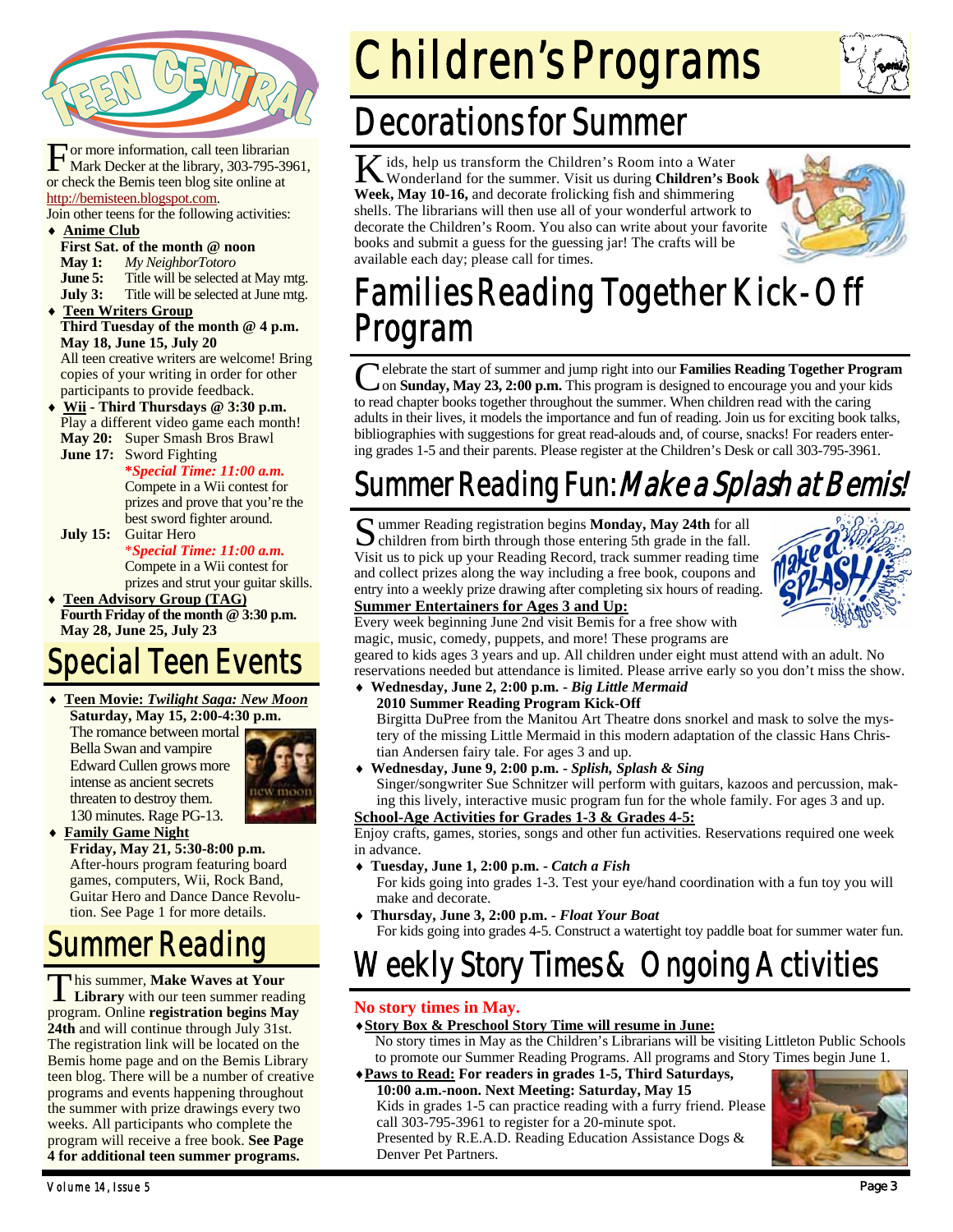# Teen Central

For more information, call teen librarian Mark Decker at the library, 303-795-3961, or check the Bemis teen blog site online at http://bemisteen.blogspot.com.

Join other teens for the following activities:

- **Anime Club**
  **First Sat. of the month @ noon**
  **May 1:** *My NeighborTotoro*
  **June 5:** Title will be selected at May mtg.
  **July 3:** Title will be selected at June mtg.
- **Teen Writers Group**
  **Third Tuesday of the month @ 4 p.m.**
  **May 18, June 15, July 20**
  All teen creative writers are welcome! Bring copies of your writing in order for other participants to provide feedback.
- **Wii - Third Thursdays @ 3:30 p.m.**
  Play a different video game each month!
  **May 20:** Super Smash Bros Brawl
  **June 17:** Sword Fighting
  ***Special Time: 11:00 a.m.***
  Compete in a Wii contest for prizes and prove that you're the best sword fighter around.
  **July 15:** Guitar Hero
  ***Special Time: 11:00 a.m.***
  Compete in a Wii contest for prizes and strut your guitar skills.
- **Teen Advisory Group (TAG)**
  **Fourth Friday of the month @ 3:30 p.m.**
  **May 28, June 25, July 23**

## Special Teen Events

- **Teen Movie: *Twilight Saga: New Moon***
  **Saturday, May 15, 2:00-4:30 p.m.**
  The romance between mortal Bella Swan and vampire Edward Cullen grows more intense as ancient secrets threaten to destroy them. 130 minutes. Rage PG-13.
- **Family Game Night**
  **Friday, May 21, 5:30-8:00 p.m.**
  After-hours program featuring board games, computers, Wii, Rock Band, Guitar Hero and Dance Dance Revolution. See Page 1 for more details.

## Summer Reading

This summer, **Make Waves at Your Library** with our teen summer reading program. Online **registration begins May 24th** and will continue through July 31st. The registration link will be located on the Bemis home page and on the Bemis Library teen blog. There will be a number of creative programs and events happening throughout the summer with prize drawings every two weeks. All participants who complete the program will receive a free book. **See Page 4 for additional teen summer programs.**

# Children's Programs

## Decorations for Summer

Kids, help us transform the Children's Room into a Water Wonderland for the summer. Visit us during **Children's Book Week, May 10-16,** and decorate frolicking fish and shimmering shells. The librarians will then use all of your wonderful artwork to decorate the Children's Room. You also can write about your favorite books and submit a guess for the guessing jar! The crafts will be available each day; please call for times.

## Families Reading Together Kick-Off Program

Celebrate the start of summer and jump right into our **Families Reading Together Program** on **Sunday, May 23, 2:00 p.m.** This program is designed to encourage you and your kids to read chapter books together throughout the summer. When children read with the caring adults in their lives, it models the importance and fun of reading. Join us for exciting book talks, bibliographies with suggestions for great read-alouds and, of course, snacks! For readers entering grades 1-5 and their parents. Please register at the Children's Desk or call 303-795-3961.

## Summer Reading Fun: *Make a Splash at Bemis!*

Summer Reading registration begins **Monday, May 24th** for all children from birth through those entering 5th grade in the fall. Visit us to pick up your Reading Record, track summer reading time and collect prizes along the way including a free book, coupons and entry into a weekly prize drawing after completing six hours of reading.

**Summer Entertainers for Ages 3 and Up:**

Every week beginning June 2nd visit Bemis for a free show with magic, music, comedy, puppets, and more! These programs are geared to kids ages 3 years and up. All children under eight must attend with an adult. No reservations needed but attendance is limited. Please arrive early so you don't miss the show.

- **Wednesday, June 2, 2:00 p.m. - *Big Little Mermaid***
  **2010 Summer Reading Program Kick-Off**
  Birgitta DuPree from the Manitou Art Theatre dons snorkel and mask to solve the mystery of the missing Little Mermaid in this modern adaptation of the classic Hans Christian Andersen fairy tale. For ages 3 and up.
- **Wednesday, June 9, 2:00 p.m. - *Splish, Splash & Sing***
  Singer/songwriter Sue Schnitzer will perform with guitars, kazoos and percussion, making this lively, interactive music program fun for the whole family. For ages 3 and up.

**School-Age Activities for Grades 1-3 & Grades 4-5:**

Enjoy crafts, games, stories, songs and other fun activities. Reservations required one week in advance.

- **Tuesday, June 1, 2:00 p.m. - *Catch a Fish***
  For kids going into grades 1-3. Test your eye/hand coordination with a fun toy you will make and decorate.
- **Thursday, June 3, 2:00 p.m. - *Float Your Boat***
  For kids going into grades 4-5. Construct a watertight toy paddle boat for summer water fun.

## Weekly Story Times & Ongoing Activities

**No story times in May.**

- **Story Box & Preschool Story Time will resume in June:**
  No story times in May as the Children's Librarians will be visiting Littleton Public Schools to promote our Summer Reading Programs. All programs and Story Times begin June 1.
- **Paws to Read: For readers in grades 1-5, Third Saturdays, 10:00 a.m.-noon. Next Meeting: Saturday, May 15**
  Kids in grades 1-5 can practice reading with a furry friend. Please call 303-795-3961 to register for a 20-minute spot.
  Presented by R.E.A.D. Reading Education Assistance Dogs & Denver Pet Partners.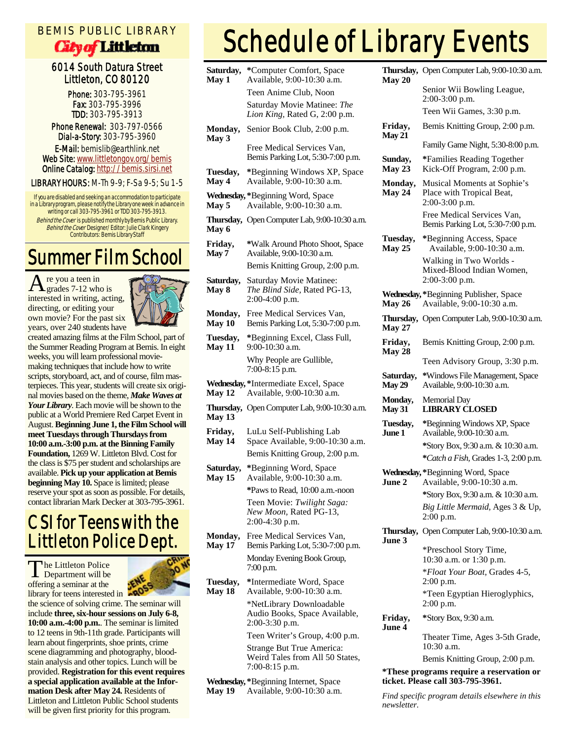BEMIS PUBLIC LIBRARY

City of Littleton

6014 South Datura Street
Littleton, CO 80120

Phone: 303-795-3961
Fax: 303-795-3996
TDD: 303-795-3913

Phone Renewal: 303-797-0566
Dial-a-Story: 303-795-3960

E-Mail: bemislib@earthlink.net
Web Site: www.littletongov.org/bemis
Online Catalog: http://bemis.sirsi.net

LIBRARY HOURS: M-Th 9-9; F-Sa 9-5; Su 1-5

If you are disabled and seeking an accommodation to participate in a Library program, please notify the Library one week in advance in writing or call 303-795-3961 or TDD 303-795-3913.

*Behind the Cover* is published monthly by Bemis Public Library. *Behind the Cover* Designer/ Editor: Julie Clark Kingery
Contributors: Bemis Library Staff

# Summer Film School

Are you a teen in grades 7-12 who is interested in writing, acting, directing, or editing your own movie? For the past six years, over 240 students have created amazing films at the Film School, part of the Summer Reading Program at Bemis. In eight weeks, you will learn professional movie-making techniques that include how to write scripts, storyboard, act, and of course, film masterpieces. This year, students will create six original movies based on the theme, ***Make Waves at Your Library***. Each movie will be shown to the public at a World Premiere Red Carpet Event in August. **Beginning June 1, the Film School will meet Tuesdays through Thursdays from 10:00 a.m.-3:00 p.m. at the Binning Family Foundation,** 1269 W. Littleton Blvd. Cost for the class is $75 per student and scholarships are available. **Pick up your application at Bemis beginning May 10.** Space is limited; please reserve your spot as soon as possible. For details, contact librarian Mark Decker at 303-795-3961.

# CSI for Teens with the Littleton Police Dept.

The Littleton Police Department will be offering a seminar at the library for teens interested in the science of solving crime. The seminar will include **three, six-hour sessions on July 6-8, 10:00 a.m.-4:00 p.m.**. The seminar is limited to 12 teens in 9th-11th grade. Participants will learn about fingerprints, shoe prints, crime scene diagramming and photography, blood-stain analysis and other topics. Lunch will be provided. **Registration for this event requires a special application available at the Information Desk after May 24.** Residents of Littleton and Littleton Public School students will be given first priority for this program.

# Schedule of Library Events

**Saturday, May 1**
- *Computer Comfort, Space Available, 9:00-10:30 a.m.
- Teen Anime Club, Noon
- Saturday Movie Matinee: *The Lion King,* Rated G, 2:00 p.m.

**Monday, May 3**
- Senior Book Club, 2:00 p.m.
- Free Medical Services Van, Bemis Parking Lot, 5:30-7:00 p.m.

**Tuesday, May 4**
- *Beginning Windows XP, Space Available, 9:00-10:30 a.m.

**Wednesday, May 5**
- *Beginning Word, Space Available, 9:00-10:30 a.m.

**Thursday, May 6**
- Open Computer Lab, 9:00-10:30 a.m.

**Friday, May 7**
- *Walk Around Photo Shoot, Space Available, 9:00-10:30 a.m.
- Bemis Knitting Group, 2:00 p.m.

**Saturday, May 8**
- Saturday Movie Matinee: *The Blind Side,* Rated PG-13, 2:00-4:00 p.m.

**Monday, May 10**
- Free Medical Services Van, Bemis Parking Lot, 5:30-7:00 p.m.

**Tuesday, May 11**
- *Beginning Excel, Class Full, 9:00-10:30 a.m.
- Why People are Gullible, 7:00-8:15 p.m.

**Wednesday, May 12**
- *Intermediate Excel, Space Available, 9:00-10:30 a.m.

**Thursday, May 13**
- Open Computer Lab, 9:00-10:30 a.m.

**Friday, May 14**
- LuLu Self-Publishing Lab Space Available, 9:00-10:30 a.m.
- Bemis Knitting Group, 2:00 p.m.

**Saturday, May 15**
- *Beginning Word, Space Available, 9:00-10:30 a.m.
- *Paws to Read, 10:00 a.m.-noon
- Teen Movie: *Twilight Saga: New Moon,* Rated PG-13, 2:00-4:30 p.m.

**Monday, May 17**
- Free Medical Services Van, Bemis Parking Lot, 5:30-7:00 p.m.
- Monday Evening Book Group, 7:00 p.m.

**Tuesday, May 18**
- *Intermediate Word, Space Available, 9:00-10:30 a.m.
- *NetLibrary Downloadable Audio Books, Space Available, 2:00-3:30 p.m.
- Teen Writer's Group, 4:00 p.m.
- Strange But True America: Weird Tales from All 50 States, 7:00-8:15 p.m.

**Wednesday, May 19**
- *Beginning Internet, Space Available, 9:00-10:30 a.m.

**Thursday, May 20**
- Open Computer Lab, 9:00-10:30 a.m.
- Senior Wii Bowling League, 2:00-3:00 p.m.
- Teen Wii Games, 3:30 p.m.

**Friday, May 21**
- Bemis Knitting Group, 2:00 p.m.
- Family Game Night, 5:30-8:00 p.m.

**Sunday, May 23**
- *Families Reading Together Kick-Off Program, 2:00 p.m.

**Monday, May 24**
- Musical Moments at Sophie's Place with Tropical Beat, 2:00-3:00 p.m.
- Free Medical Services Van, Bemis Parking Lot, 5:30-7:00 p.m.

**Tuesday, May 25**
- *Beginning Access, Space Available, 9:00-10:30 a.m.
- Walking in Two Worlds - Mixed-Blood Indian Women, 2:00-3:00 p.m.

**Wednesday, May 26**
- *Beginning Publisher, Space Available, 9:00-10:30 a.m.

**Thursday, May 27**
- Open Computer Lab, 9:00-10:30 a.m.

**Friday, May 28**
- Bemis Knitting Group, 2:00 p.m.
- Teen Advisory Group, 3:30 p.m.

**Saturday, May 29**
- *Windows File Management, Space Available, 9:00-10:30 a.m.

**Monday, May 31**
- Memorial Day
- **LIBRARY CLOSED**

**Tuesday, June 1**
- *Beginning Windows XP, Space Available, 9:00-10:30 a.m.
- *Story Box, 9:30 a.m. & 10:30 a.m.
- **Catch a Fish*, Grades 1-3, 2:00 p.m.

**Wednesday, June 2**
- *Beginning Word, Space Available, 9:00-10:30 a.m.
- *Story Box, 9:30 a.m. & 10:30 a.m.
- *Big Little Mermaid,* Ages 3 & Up, 2:00 p.m.

**Thursday, June 3**
- Open Computer Lab, 9:00-10:30 a.m.
- *Preschool Story Time, 10:30 a.m. or 1:30 p.m.
- **Float Your Boat*, Grades 4-5, 2:00 p.m.
- *Teen Egyptian Hieroglyphics, 2:00 p.m.

**Friday, June 4**
- *Story Box, 9:30 a.m.
- Theater Time, Ages 3-5th Grade, 10:30 a.m.
- Bemis Knitting Group, 2:00 p.m.

**\*These programs require a reservation or ticket. Please call 303-795-3961.**

*Find specific program details elsewhere in this newsletter.*